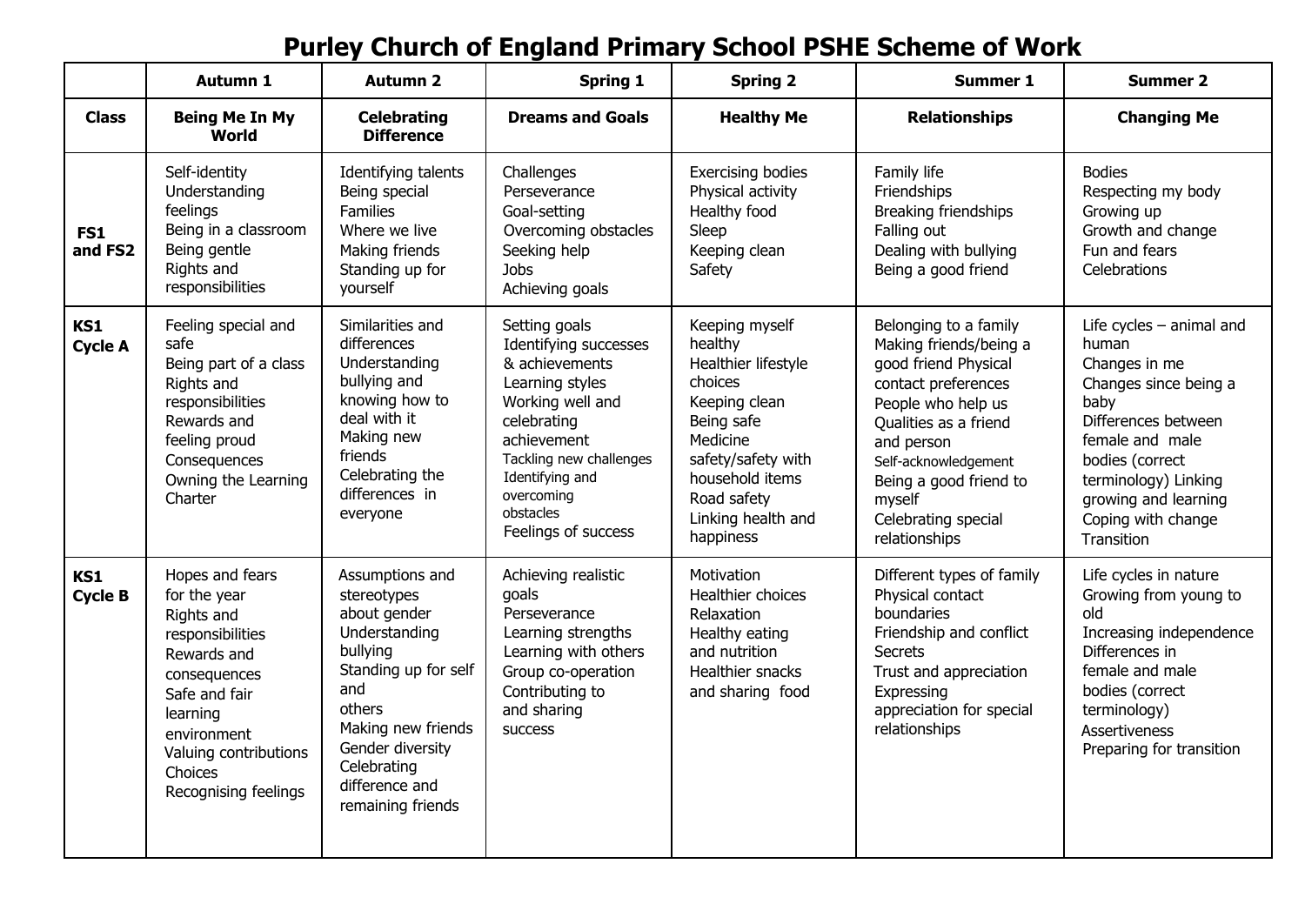# Purley Church of England Primary School PSHE Scheme of Work

| | Autumn 1 | Autumn 2 | Spring 1 | Spring 2 | Summer 1 | Summer 2 |
|---|---|---|---|---|---|---|
| **Class** | **Being Me In My World** | **Celebrating Difference** | **Dreams and Goals** | **Healthy Me** | **Relationships** | **Changing Me** |
| **FS1 and FS2** | Self-identity<br>Understanding feelings<br>Being in a classroom<br>Being gentle<br>Rights and responsibilities | Identifying talents<br>Being special<br>Families<br>Where we live<br>Making friends<br>Standing up for yourself | Challenges<br>Perseverance<br>Goal-setting<br>Overcoming obstacles<br>Seeking help<br>Jobs<br>Achieving goals | Exercising bodies<br>Physical activity<br>Healthy food<br>Sleep<br>Keeping clean<br>Safety | Family life<br>Friendships<br>Breaking friendships<br>Falling out<br>Dealing with bullying<br>Being a good friend | Bodies<br>Respecting my body<br>Growing up<br>Growth and change<br>Fun and fears<br>Celebrations |
| **KS1 Cycle A** | Feeling special and safe<br>Being part of a class<br>Rights and responsibilities<br>Rewards and feeling proud<br>Consequences<br>Owning the Learning Charter | Similarities and differences<br>Understanding bullying and knowing how to deal with it<br>Making new friends<br>Celebrating the differences in everyone | Setting goals<br>Identifying successes & achievements<br>Learning styles<br>Working well and celebrating achievement<br>Tackling new challenges<br>Identifying and overcoming obstacles<br>Feelings of success | Keeping myself healthy<br>Healthier lifestyle choices<br>Keeping clean<br>Being safe<br>Medicine safety/safety with household items<br>Road safety<br>Linking health and happiness | Belonging to a family<br>Making friends/being a good friend Physical contact preferences<br>People who help us<br>Qualities as a friend and person<br>Self-acknowledgement<br>Being a good friend to myself<br>Celebrating special relationships | Life cycles – animal and human<br>Changes in me<br>Changes since being a baby<br>Differences between female and male bodies (correct terminology) Linking growing and learning<br>Coping with change<br>Transition |
| **KS1 Cycle B** | Hopes and fears for the year<br>Rights and responsibilities<br>Rewards and consequences<br>Safe and fair learning environment<br>Valuing contributions<br>Choices<br>Recognising feelings | Assumptions and stereotypes about gender<br>Understanding bullying<br>Standing up for self and others<br>Making new friends<br>Gender diversity<br>Celebrating difference and remaining friends | Achieving realistic goals<br>Perseverance<br>Learning strengths<br>Learning with others<br>Group co-operation<br>Contributing to and sharing success | Motivation<br>Healthier choices<br>Relaxation<br>Healthy eating and nutrition<br>Healthier snacks and sharing food | Different types of family<br>Physical contact boundaries<br>Friendship and conflict<br>Secrets<br>Trust and appreciation<br>Expressing appreciation for special relationships | Life cycles in nature<br>Growing from young to old<br>Increasing independence<br>Differences in female and male bodies (correct terminology)<br>Assertiveness<br>Preparing for transition |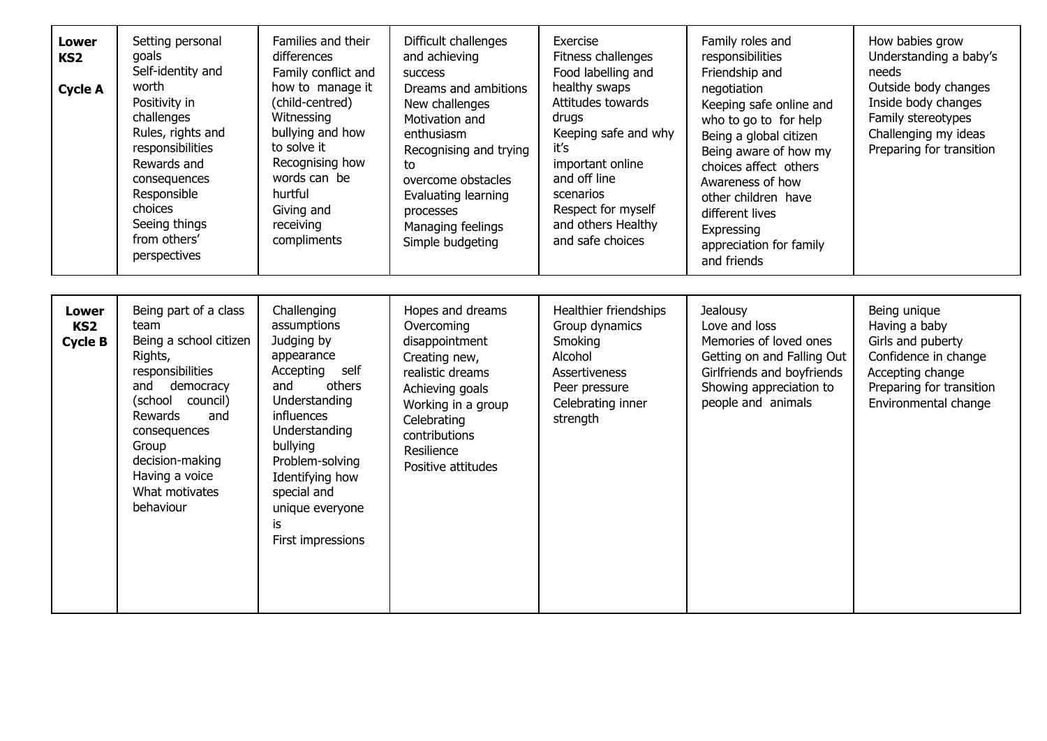| Lower KS2<br><br>Cycle A | Setting personal goals<br>Self-identity and worth<br>Positivity in challenges<br>Rules, rights and responsibilities<br>Rewards and consequences<br>Responsible choices<br>Seeing things from others' perspectives | Families and their differences<br>Family conflict and how to manage it (child-centred)<br>Witnessing bullying and how to solve it<br>Recognising how words can be hurtful<br>Giving and receiving compliments | Difficult challenges and achieving success<br>Dreams and ambitions<br>New challenges<br>Motivation and enthusiasm<br>Recognising and trying to overcome obstacles<br>Evaluating learning processes<br>Managing feelings<br>Simple budgeting | Exercise<br>Fitness challenges<br>Food labelling and healthy swaps<br>Attitudes towards drugs<br>Keeping safe and why it's important online and off line scenarios<br>Respect for myself and others Healthy and safe choices | Family roles and responsibilities<br>Friendship and negotiation<br>Keeping safe online and who to go to for help<br>Being a global citizen<br>Being aware of how my choices affect others<br>Awareness of how other children have different lives<br>Expressing appreciation for family and friends | How babies grow<br>Understanding a baby's needs<br>Outside body changes<br>Inside body changes<br>Family stereotypes<br>Challenging my ideas<br>Preparing for transition |
|---|---|---|---|---|---|---|

| Lower KS2<br>Cycle B | Being part of a class team<br>Being a school citizen<br>Rights, responsibilities and democracy (school council)<br>Rewards and consequences<br>Group decision-making<br>Having a voice<br>What motivates behaviour | Challenging assumptions<br>Judging by appearance<br>Accepting self and others<br>Understanding influences<br>Understanding bullying<br>Problem-solving<br>Identifying how special and unique everyone is<br>First impressions | Hopes and dreams<br>Overcoming disappointment<br>Creating new, realistic dreams<br>Achieving goals<br>Working in a group<br>Celebrating contributions<br>Resilience<br>Positive attitudes | Healthier friendships<br>Group dynamics<br>Smoking<br>Alcohol<br>Assertiveness<br>Peer pressure<br>Celebrating inner strength | Jealousy<br>Love and loss<br>Memories of loved ones<br>Getting on and Falling Out<br>Girlfriends and boyfriends<br>Showing appreciation to people and animals | Being unique<br>Having a baby<br>Girls and puberty<br>Confidence in change<br>Accepting change<br>Preparing for transition<br>Environmental change |
|---|---|---|---|---|---|---|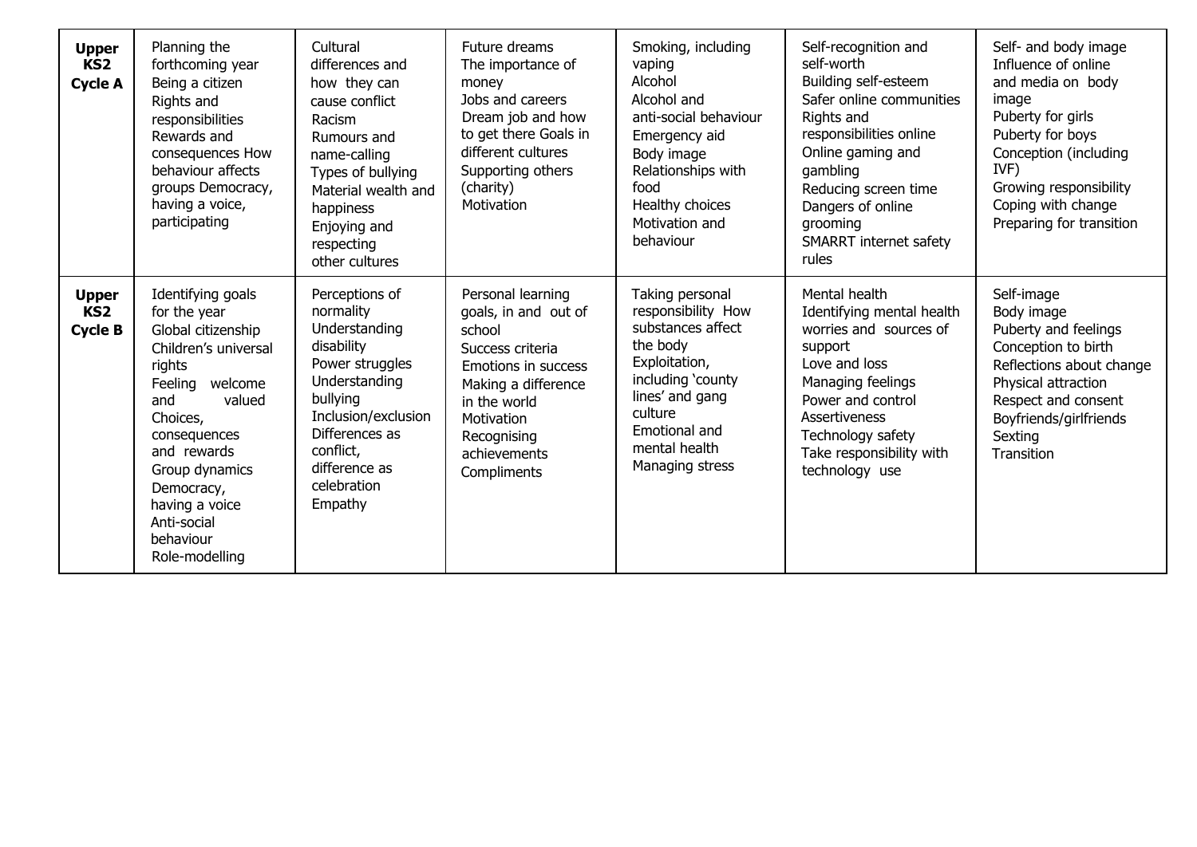| | | | | | | |
|---|---|---|---|---|---|---|
| **Upper KS2 Cycle A** | Planning the forthcoming year<br>Being a citizen<br>Rights and responsibilities<br>Rewards and consequences How behaviour affects groups Democracy, having a voice, participating | Cultural differences and how they can cause conflict<br>Racism<br>Rumours and name-calling<br>Types of bullying<br>Material wealth and happiness<br>Enjoying and respecting other cultures | Future dreams<br>The importance of money<br>Jobs and careers<br>Dream job and how to get there Goals in different cultures<br>Supporting others (charity)<br>Motivation | Smoking, including vaping<br>Alcohol<br>Alcohol and anti-social behaviour<br>Emergency aid<br>Body image<br>Relationships with food<br>Healthy choices<br>Motivation and behaviour | Self-recognition and self-worth<br>Building self-esteem<br>Safer online communities<br>Rights and responsibilities online<br>Online gaming and gambling<br>Reducing screen time<br>Dangers of online grooming<br>SMARRT internet safety rules | Self- and body image<br>Influence of online and media on body image<br>Puberty for girls<br>Puberty for boys<br>Conception (including IVF)<br>Growing responsibility<br>Coping with change<br>Preparing for transition |
| **Upper KS2 Cycle B** | Identifying goals for the year<br>Global citizenship<br>Children's universal rights<br>Feeling welcome and valued<br>Choices, consequences and rewards<br>Group dynamics<br>Democracy, having a voice<br>Anti-social behaviour<br>Role-modelling | Perceptions of normality<br>Understanding disability<br>Power struggles<br>Understanding bullying<br>Inclusion/exclusion<br>Differences as conflict, difference as celebration<br>Empathy | Personal learning goals, in and out of school<br>Success criteria<br>Emotions in success<br>Making a difference in the world<br>Motivation<br>Recognising achievements<br>Compliments | Taking personal responsibility How substances affect the body<br>Exploitation, including 'county lines' and gang culture<br>Emotional and mental health<br>Managing stress | Mental health<br>Identifying mental health worries and sources of support<br>Love and loss<br>Managing feelings<br>Power and control<br>Assertiveness<br>Technology safety<br>Take responsibility with technology use | Self-image<br>Body image<br>Puberty and feelings<br>Conception to birth<br>Reflections about change<br>Physical attraction<br>Respect and consent<br>Boyfriends/girlfriends<br>Sexting<br>Transition |